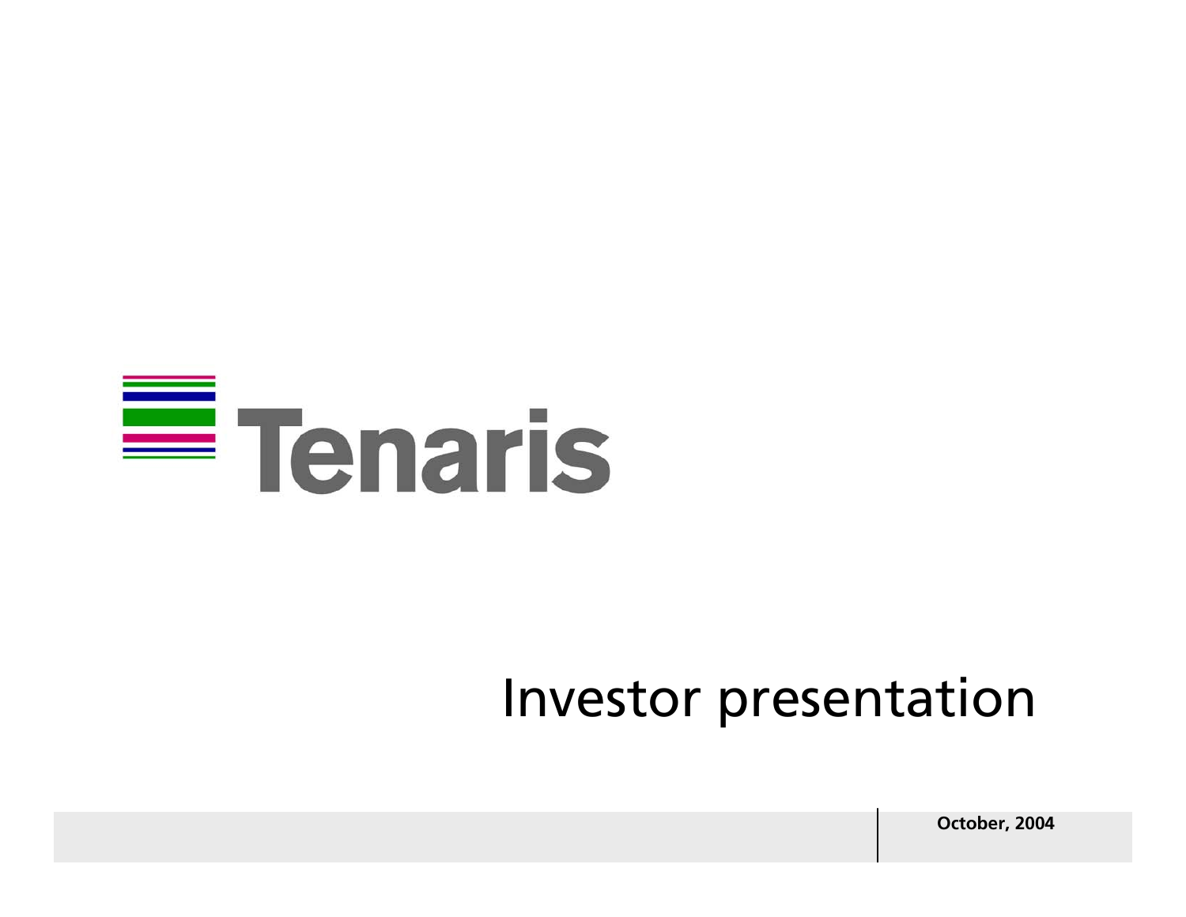# Tenaris

## Investor presentation

October, 2004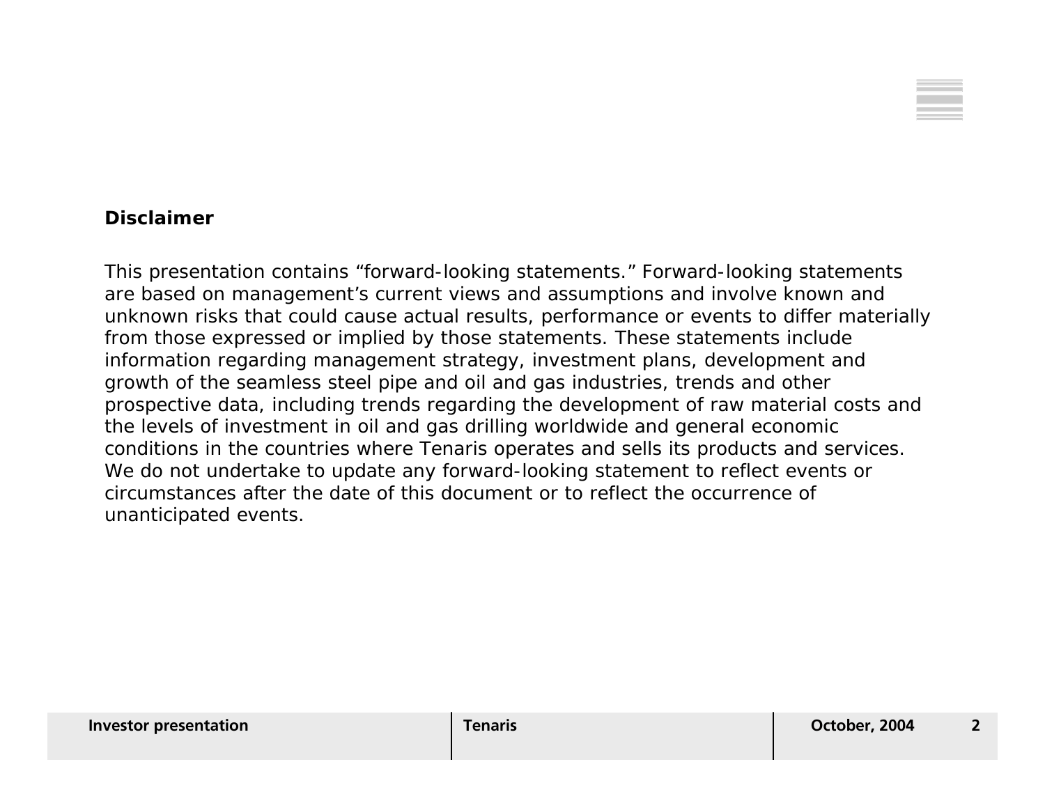**Disclaimer**

This presentation contains “forward-looking statements.” Forward-looking statements are based on management’s current views and assumptions and involve known and unknown risks that could cause actual results, performance or events to differ materially from those expressed or implied by those statements. These statements include information regarding management strategy, investment plans, development and growth of the seamless steel pipe and oil and gas industries, trends and other prospective data, including trends regarding the development of raw material costs and the levels of investment in oil and gas drilling worldwide and general economic conditions in the countries where Tenaris operates and sells its products and services. We do not undertake to update any forward-looking statement to reflect events or circumstances after the date of this document or to reflect the occurrence of unanticipated events.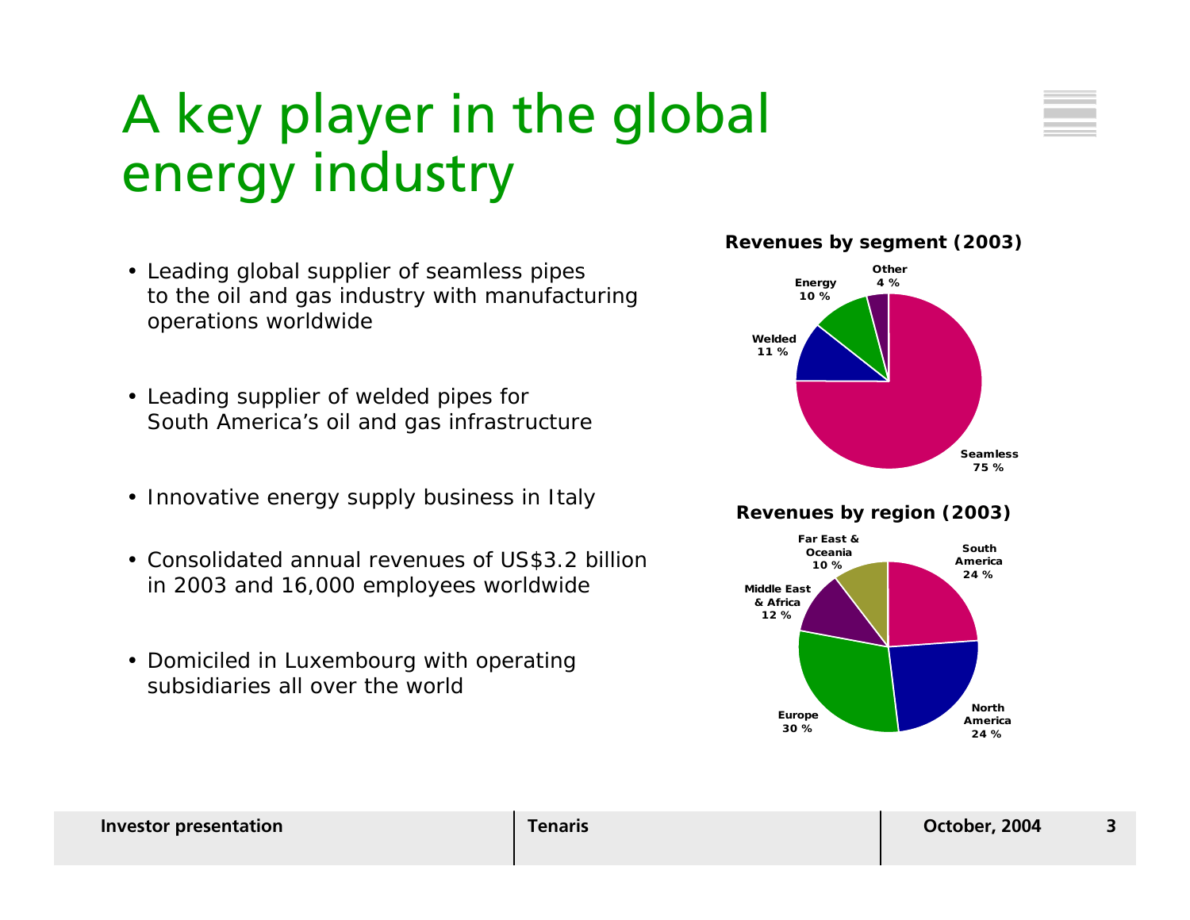# A key player in the global energy industry

- Leading global supplier of seamless pipes to the oil and gas industry with manufacturing operations worldwide
- Leading supplier of welded pipes for South America's oil and gas infrastructure
- Innovative energy supply business in Italy
- Consolidated annual revenues of US$3.2 billion in 2003 and 16,000 employees worldwide
- Domiciled in Luxembourg with operating subsidiaries all over the world

**Revenues by segment (2003)**

| Segment | Share |
|---|---|
| Seamless | 75 % |
| Welded | 11 % |
| Energy | 10 % |
| Other | 4 % |

**Revenues by region (2003)**

| Region | Share |
|---|---|
| South America | 24 % |
| North America | 24 % |
| Europe | 30 % |
| Middle East & Africa | 12 % |
| Far East & Oceania | 10 % |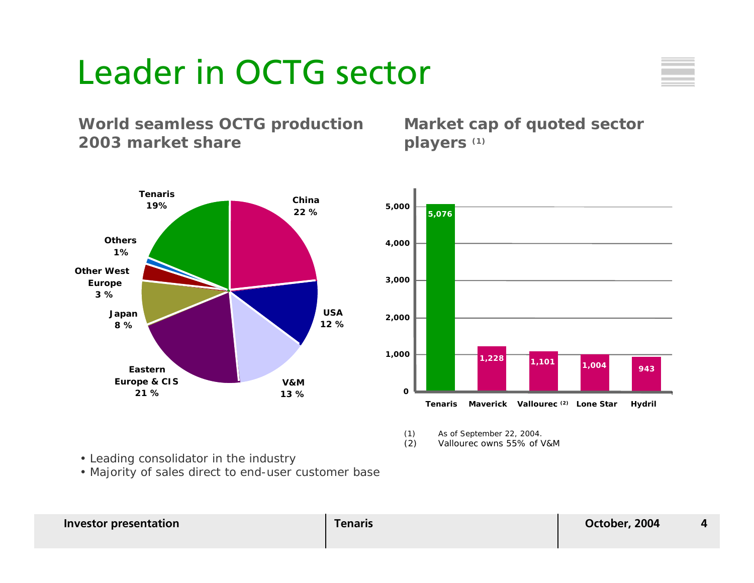# Leader in OCTG sector

## World seamless OCTG production 2003 market share

| Producer | Market share |
|---|---|
| Tenaris | 19% |
| China | 22 % |
| USA | 12 % |
| V&M | 13 % |
| Eastern Europe & CIS | 21 % |
| Japan | 8 % |
| Other West Europe | 3 % |
| Others | 1% |

## Market cap of quoted sector players (1)

| Company | Market cap |
|---|---|
| Tenaris | 5,076 |
| Maverick | 1,228 |
| Vallourec (2) | 1,101 |
| Lone Star | 1,004 |
| Hydril | 943 |

(1) As of September 22, 2004.
(2) Vallourec owns 55% of V&M

- Leading consolidator in the industry
- Majority of sales direct to end-user customer base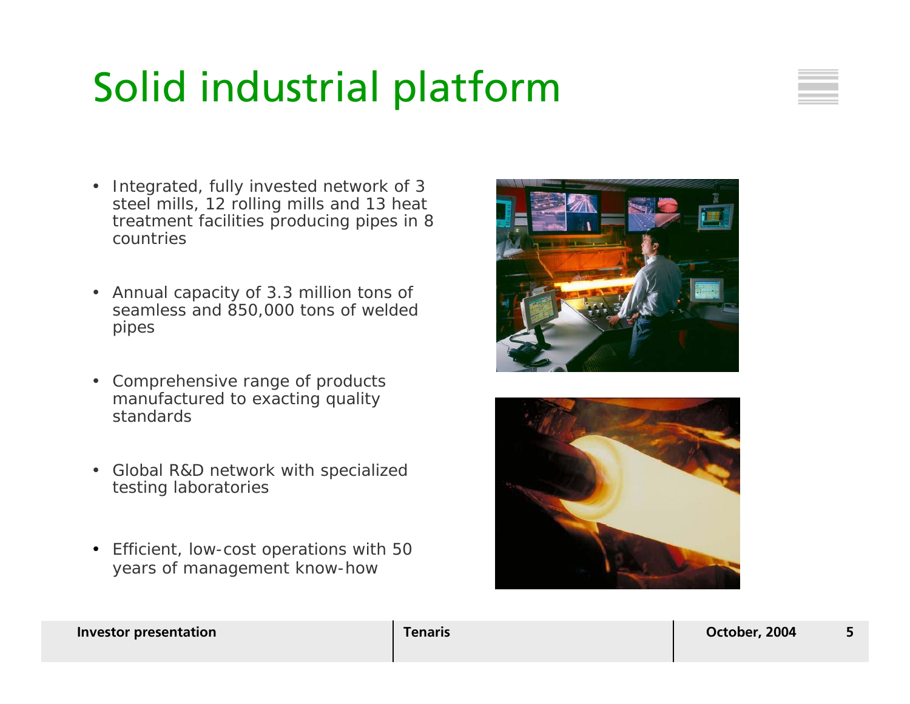# Solid industrial platform

- Integrated, fully invested network of 3 steel mills, 12 rolling mills and 13 heat treatment facilities producing pipes in 8 countries
- Annual capacity of 3.3 million tons of seamless and 850,000 tons of welded pipes
- Comprehensive range of products manufactured to exacting quality standards
- Global R&D network with specialized testing laboratories
- Efficient, low-cost operations with 50 years of management know-how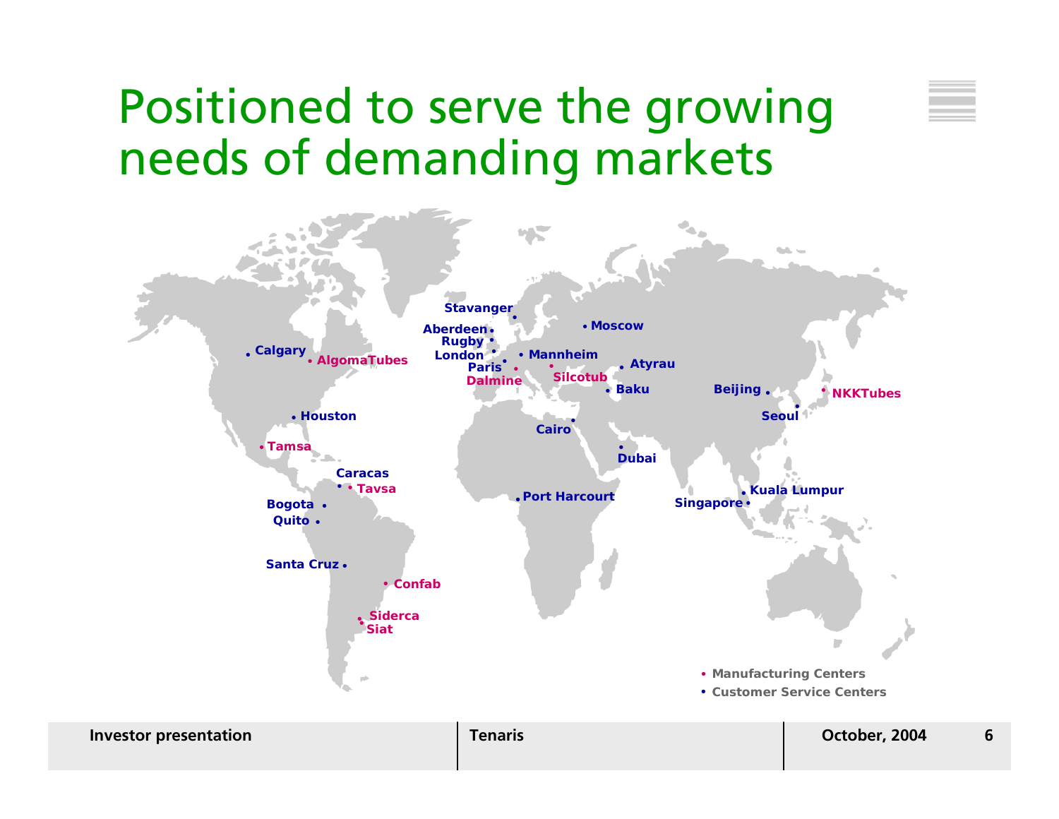# Positioned to serve the growing needs of demanding markets

Stavanger

Aberdeen

Rugby

London

Paris

Dalmine

Mannheim

Silcotub

Moscow

Atyrau

Baku

Cairo

Dubai

Port Harcourt

Beijing

Seoul

NKKTubes

Kuala Lumpur

Singapore

Calgary

AlgomaTubes

Houston

Tamsa

Caracas

Tavsa

Bogota

Quito

Santa Cruz

Confab

Siderca

Siat

- Manufacturing Centers
- Customer Service Centers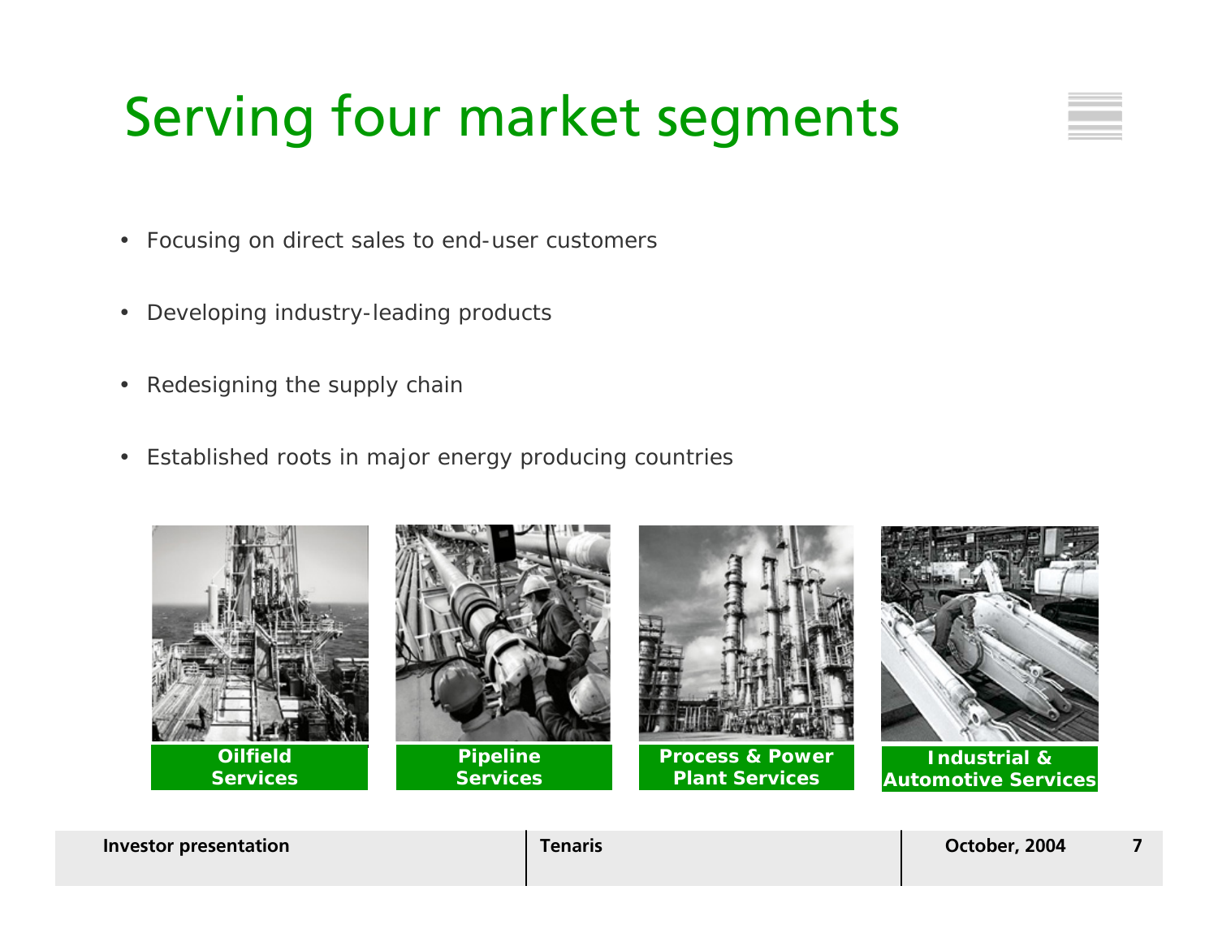# Serving four market segments

- Focusing on direct sales to end-user customers
- Developing industry-leading products
- Redesigning the supply chain
- Established roots in major energy producing countries

**Oilfield Services**

**Pipeline Services**

**Process & Power Plant Services**

**Industrial & Automotive Services**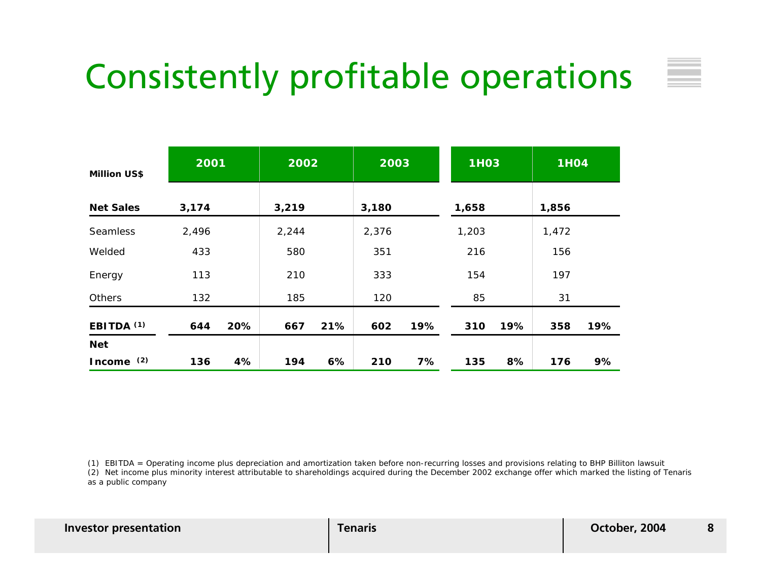# Consistently profitable operations

| Million US$ | 2001 | | 2002 | | 2003 | | 1H03 | | 1H04 | |
|---|---|---|---|---|---|---|---|---|---|---|
| **Net Sales** | **3,174** | | **3,219** | | **3,180** | | **1,658** | | **1,856** | |
| Seamless | 2,496 | | 2,244 | | 2,376 | | 1,203 | | 1,472 | |
| Welded | 433 | | 580 | | 351 | | 216 | | 156 | |
| Energy | 113 | | 210 | | 333 | | 154 | | 197 | |
| Others | 132 | | 185 | | 120 | | 85 | | 31 | |
| **EBITDA (1)** | **644** | **20%** | **667** | **21%** | **602** | **19%** | **310** | **19%** | **358** | **19%** |
| **Net Income (2)** | **136** | **4%** | **194** | **6%** | **210** | **7%** | **135** | **8%** | **176** | **9%** |

(1) EBITDA = Operating income plus depreciation and amortization taken before non-recurring losses and provisions relating to BHP Billiton lawsuit
(2) Net income plus minority interest attributable to shareholdings acquired during the December 2002 exchange offer which marked the listing of Tenaris as a public company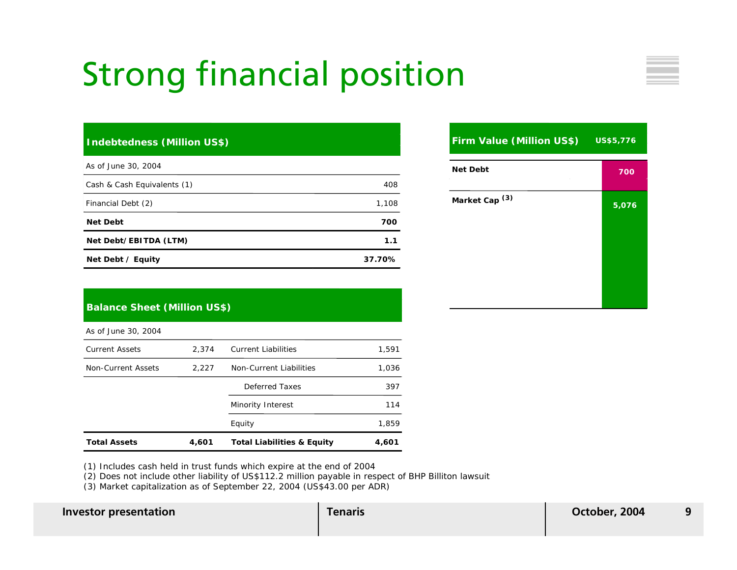# Strong financial position

| Indebtedness (Million US$) | |
|---|---|
| As of June 30, 2004 | |
| Cash & Cash Equivalents (1) | 408 |
| Financial Debt (2) | 1,108 |
| **Net Debt** | **700** |
| **Net Debt/EBITDA (LTM)** | **1.1** |
| **Net Debt / Equity** | **37.70%** |

| Firm Value (Million US$) | US$5,776 |
|---|---|
| Net Debt | 700 |
| Market Cap (3) | 5,076 |

| Balance Sheet (Million US$) | | | |
|---|---|---|---|
| As of June 30, 2004 | | | |
| Current Assets | 2,374 | Current Liabilities | 1,591 |
| Non-Current Assets | 2,227 | Non-Current Liabilities | 1,036 |
| | | Deferred Taxes | 397 |
| | | Minority Interest | 114 |
| | | Equity | 1,859 |
| **Total Assets** | **4,601** | **Total Liabilities & Equity** | **4,601** |

(1) Includes cash held in trust funds which expire at the end of 2004
(2) Does not include other liability of US$112.2 million payable in respect of BHP Billiton lawsuit
(3) Market capitalization as of September 22, 2004 (US$43.00 per ADR)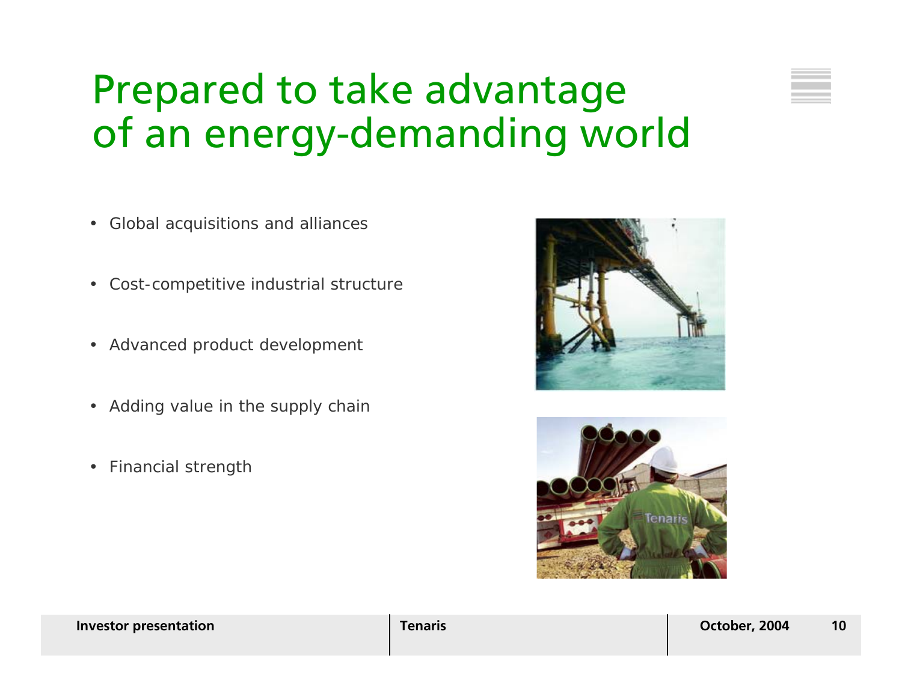# Prepared to take advantage of an energy-demanding world

- Global acquisitions and alliances
- Cost-competitive industrial structure
- Advanced product development
- Adding value in the supply chain
- Financial strength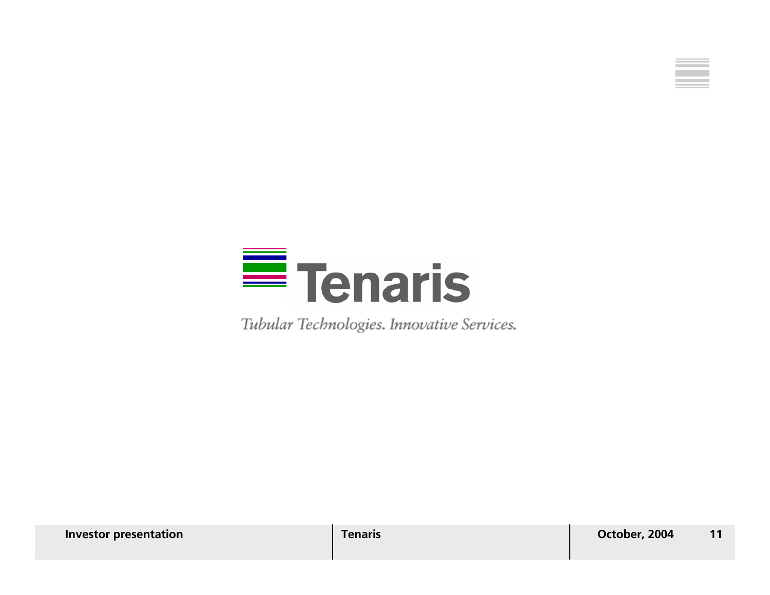Tenaris

*Tubular Technologies. Innovative Services.*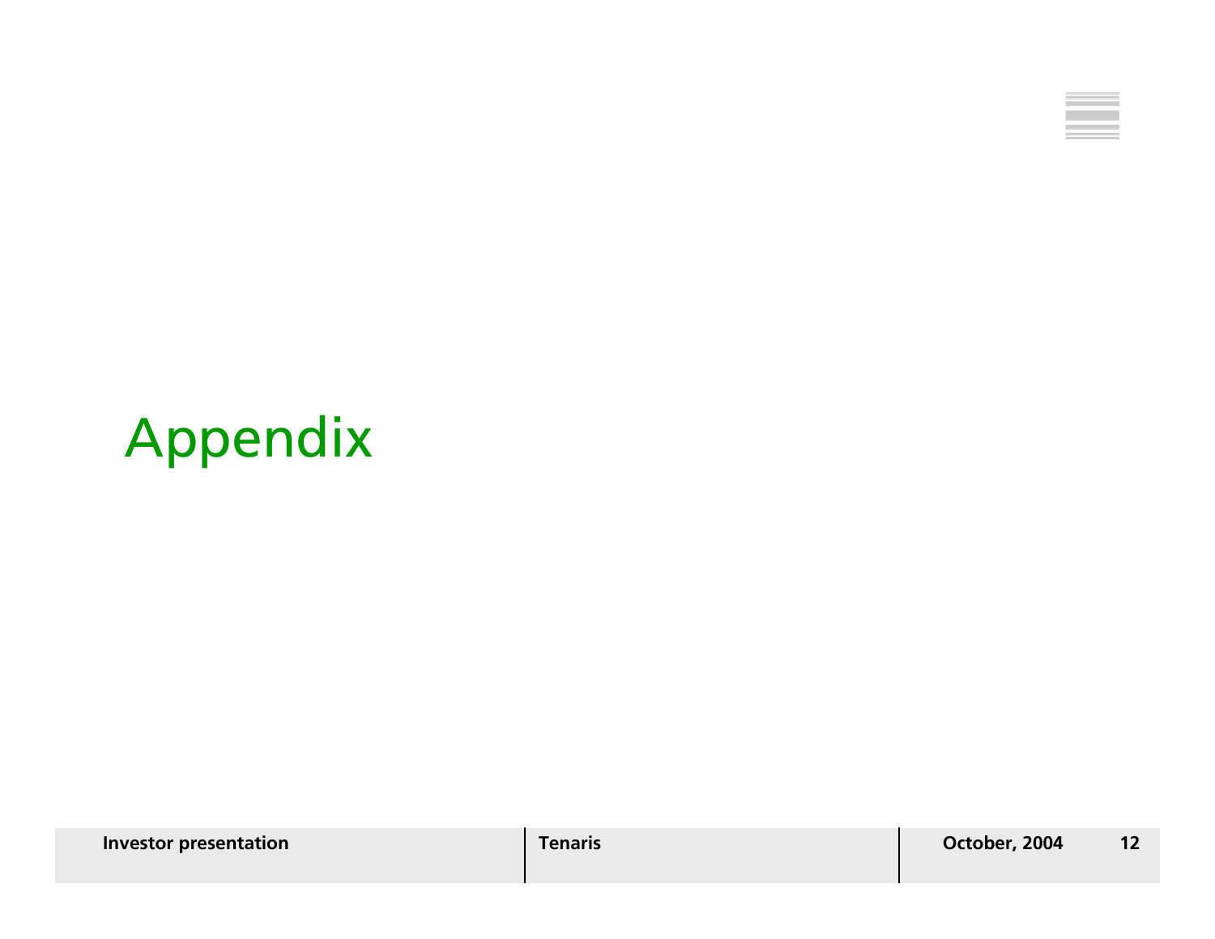# Appendix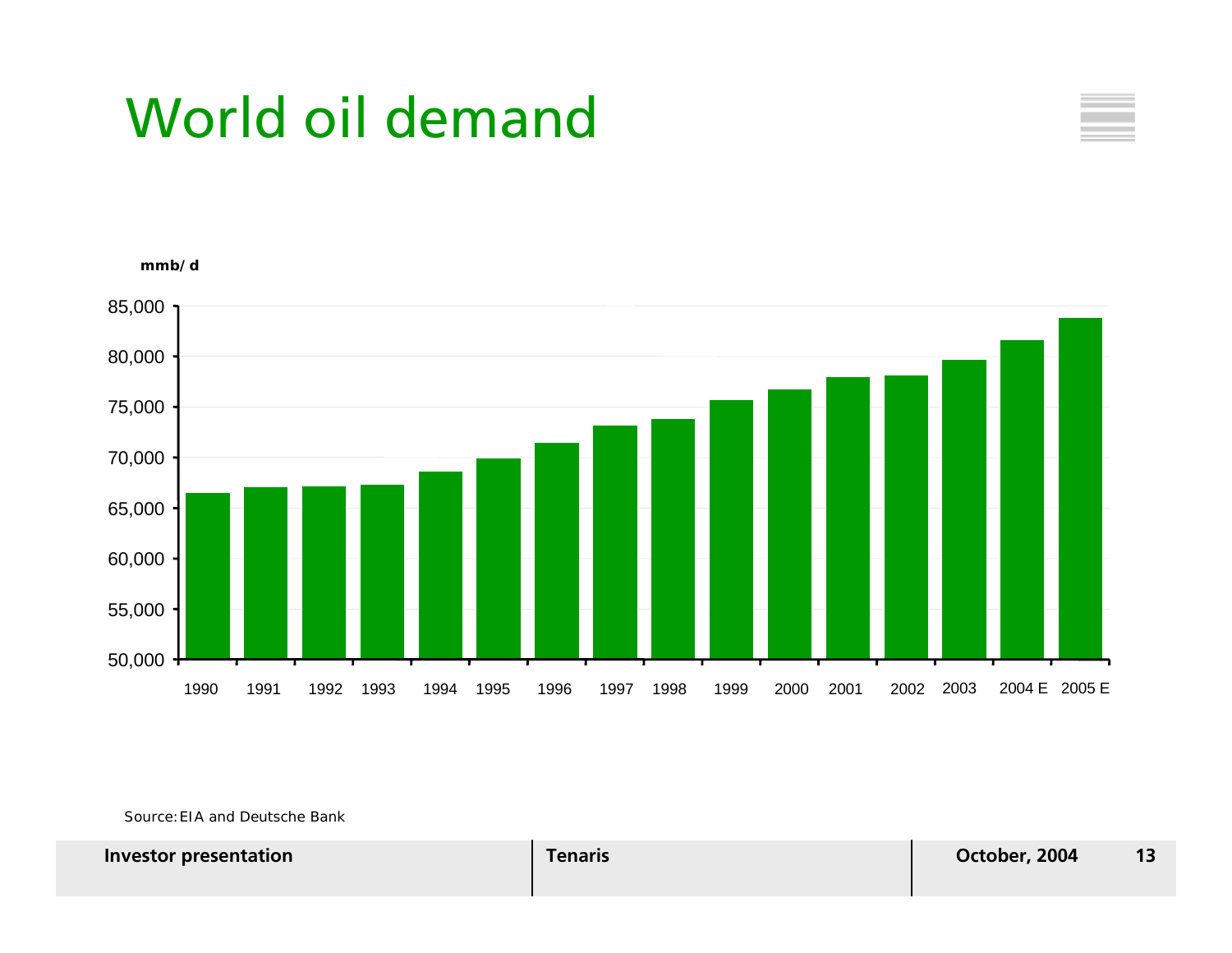# World oil demand

mmb/ d

| Year | Demand |
|---|---|
| 1990 | ~66,500 |
| 1991 | ~67,000 |
| 1992 | ~67,100 |
| 1993 | ~67,300 |
| 1994 | ~68,600 |
| 1995 | ~69,900 |
| 1996 | ~71,400 |
| 1997 | ~73,100 |
| 1998 | ~73,800 |
| 1999 | ~75,600 |
| 2000 | ~76,700 |
| 2001 | ~77,900 |
| 2002 | ~78,100 |
| 2003 | ~79,600 |
| 2004 E | ~81,600 |
| 2005 E | ~83,800 |

Source: EIA and Deutsche Bank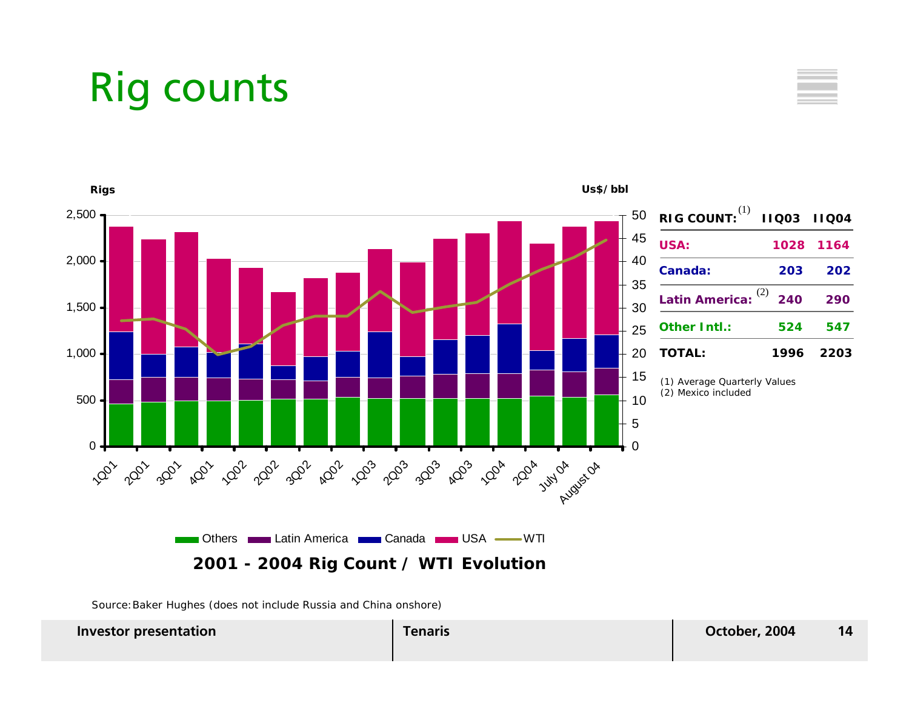# Rig counts

2001 - 2004 Rig Count / WTI Evolution

| RIG COUNT:[1] | IIQ03 | IIQ04 |
|---|---|---|
| USA: | 1028 | 1164 |
| Canada: | 203 | 202 |
| Latin America:[2] | 240 | 290 |
| Other Intl.: | 524 | 547 |
| TOTAL: | 1996 | 2203 |

(1) Average Quarterly Values
(2) Mexico included

Source: Baker Hughes (does not include Russia and China onshore)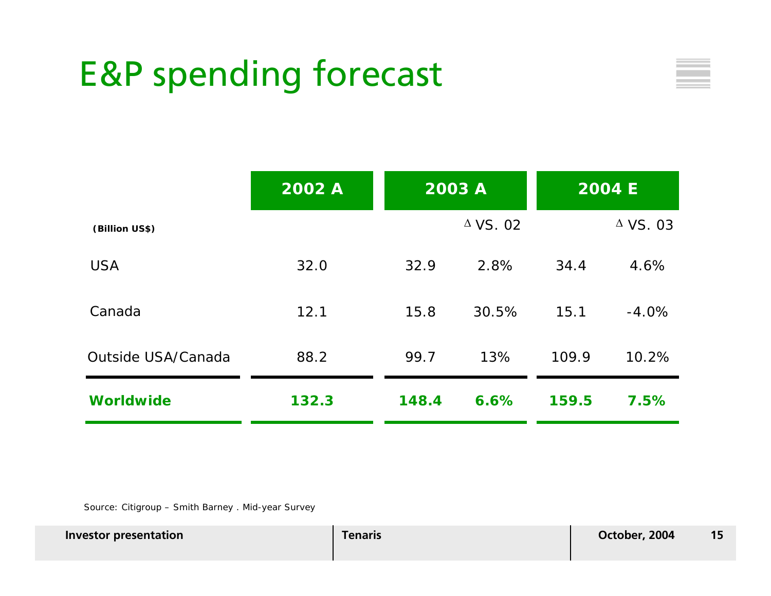# E&P spending forecast

| (Billion US$) | 2002 A | 2003 A | | 2004 E | |
|---|---|---|---|---|---|
| | | | Δ VS. 02 | | Δ VS. 03 |
| USA | 32.0 | 32.9 | 2.8% | 34.4 | 4.6% |
| Canada | 12.1 | 15.8 | 30.5% | 15.1 | -4.0% |
| Outside USA/Canada | 88.2 | 99.7 | 13% | 109.9 | 10.2% |
| **Worldwide** | **132.3** | **148.4** | **6.6%** | **159.5** | **7.5%** |

Source: Citigroup – Smith Barney . Mid-year Survey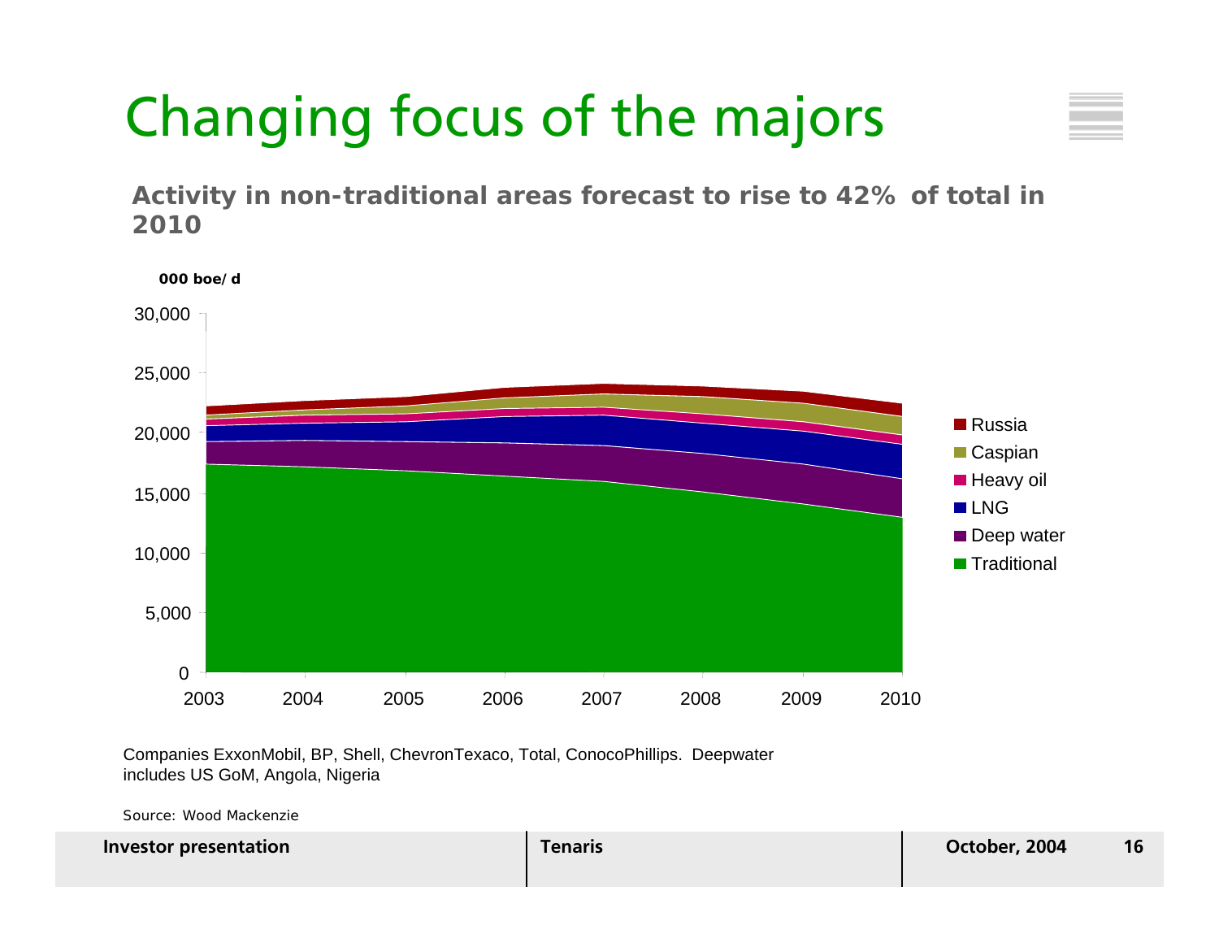# Changing focus of the majors

**Activity in non-traditional areas forecast to rise to 42% of total in 2010**

**000 boe/d**

Companies ExxonMobil, BP, Shell, ChevronTexaco, Total, ConocoPhillips. Deepwater includes US GoM, Angola, Nigeria

Source: Wood Mackenzie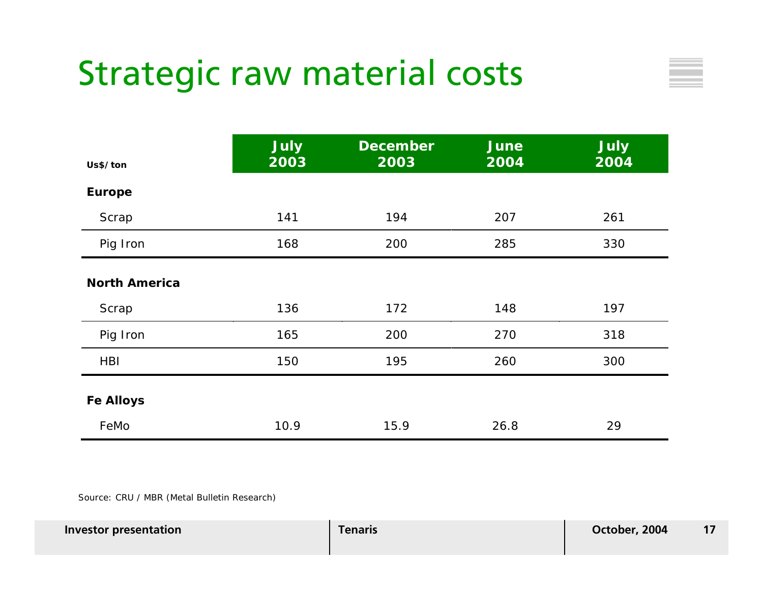# Strategic raw material costs

| Us$/ton | July 2003 | December 2003 | June 2004 | July 2004 |
|---|---|---|---|---|
| **Europe** | | | | |
| Scrap | 141 | 194 | 207 | 261 |
| Pig Iron | 168 | 200 | 285 | 330 |
| **North America** | | | | |
| Scrap | 136 | 172 | 148 | 197 |
| Pig Iron | 165 | 200 | 270 | 318 |
| HBI | 150 | 195 | 260 | 300 |
| **Fe Alloys** | | | | |
| FeMo | 10.9 | 15.9 | 26.8 | 29 |

Source: CRU / MBR (Metal Bulletin Research)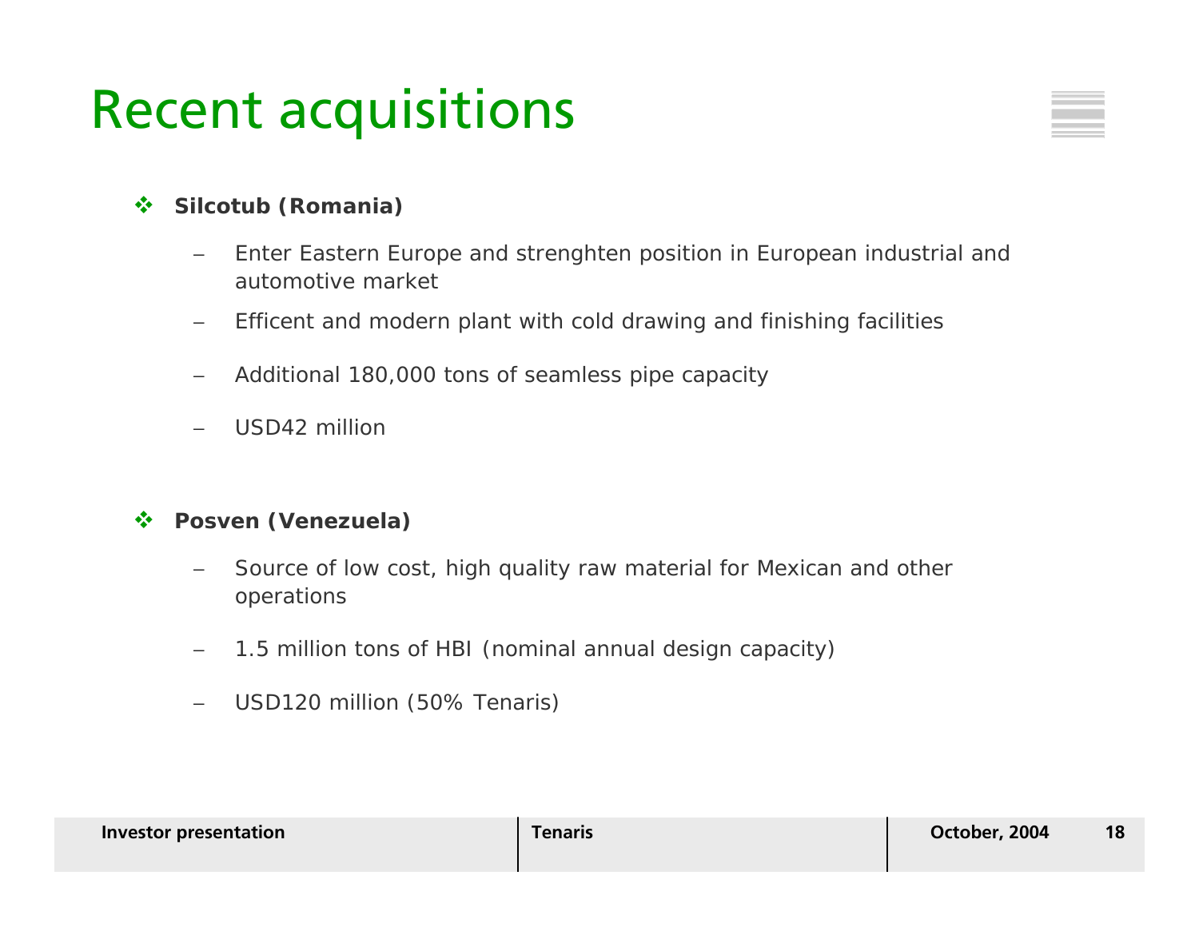# Recent acquisitions

- **Silcotub (Romania)**
  - Enter Eastern Europe and strenghten position in European industrial and automotive market
  - Efficent and modern plant with cold drawing and finishing facilities
  - Additional 180,000 tons of seamless pipe capacity
  - USD42 million

- **Posven (Venezuela)**
  - Source of low cost, high quality raw material for Mexican and other operations
  - 1.5 million tons of HBI (nominal annual design capacity)
  - USD120 million (50% Tenaris)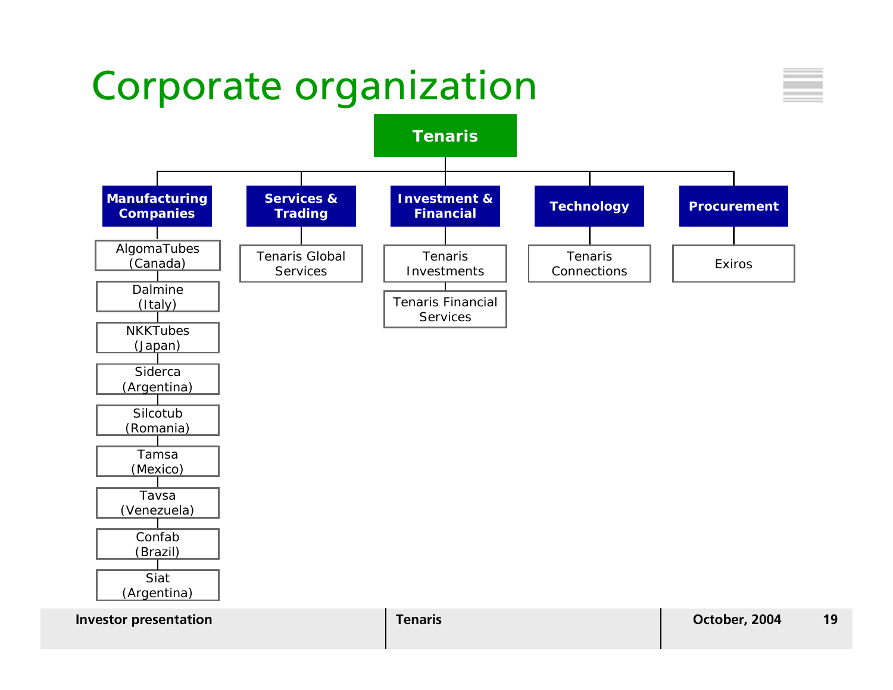# Corporate organization

**Tenaris**

- **Manufacturing Companies**
  - AlgomaTubes (Canada)
  - Dalmine (Italy)
  - NKKTubes (Japan)
  - Siderca (Argentina)
  - Silcotub (Romania)
  - Tamsa (Mexico)
  - Tavsa (Venezuela)
  - Confab (Brazil)
  - Siat (Argentina)
- **Services & Trading**
  - Tenaris Global Services
- **Investment & Financial**
  - Tenaris Investments
  - Tenaris Financial Services
- **Technology**
  - Tenaris Connections
- **Procurement**
  - Exiros